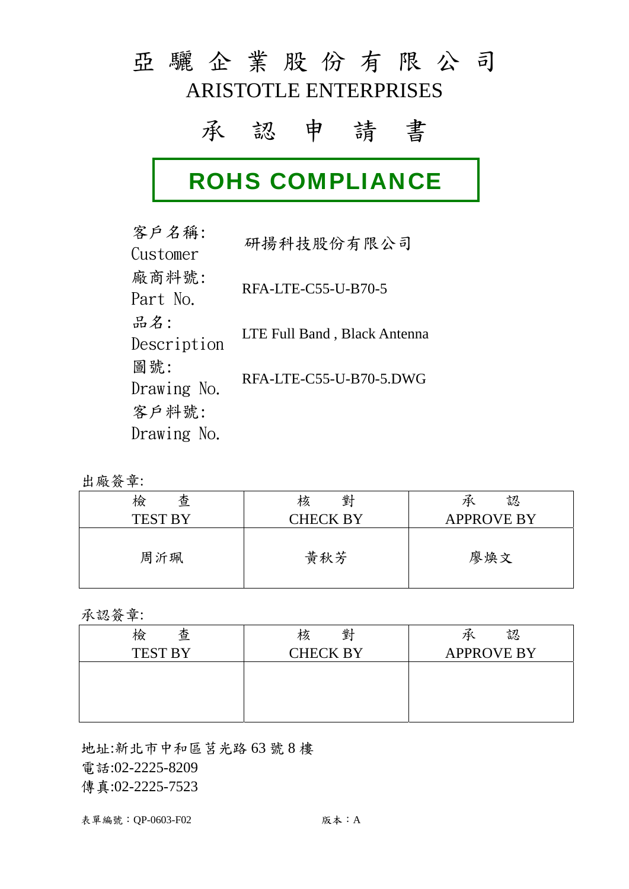# 亞 驪 企 業 股 份 有 限 公 司

# ARISTOTLE ENTERPRISES

## 承 認 申 請 書

## ROHS COMPLIANCE

| | |
|---|---|
| 客戶名稱:<br>Customer | 研揚科技股份有限公司 |
| 廠商料號:<br>Part No. | RFA-LTE-C55-U-B70-5 |
| 品名:<br>Description | LTE Full Band , Black Antenna |
| 圖號:<br>Drawing No. | RFA-LTE-C55-U-B70-5.DWG |
| 客戶料號:<br>Drawing No. | |

出廠簽章:

| 檢 查<br>TEST BY | 核 對<br>CHECK BY | 承 認<br>APPROVE BY |
|---|---|---|
| 周沂珮 | 黃秋芳 | 廖煥文 |

承認簽章:

| 檢 查<br>TEST BY | 核 對<br>CHECK BY | 承 認<br>APPROVE BY |
|---|---|---|
| | | |

地址:新北市中和區莒光路 63 號 8 樓

電話:02-2225-8209

傳真:02-2225-7523

表單編號：QP-0603-F02　　　　版本：A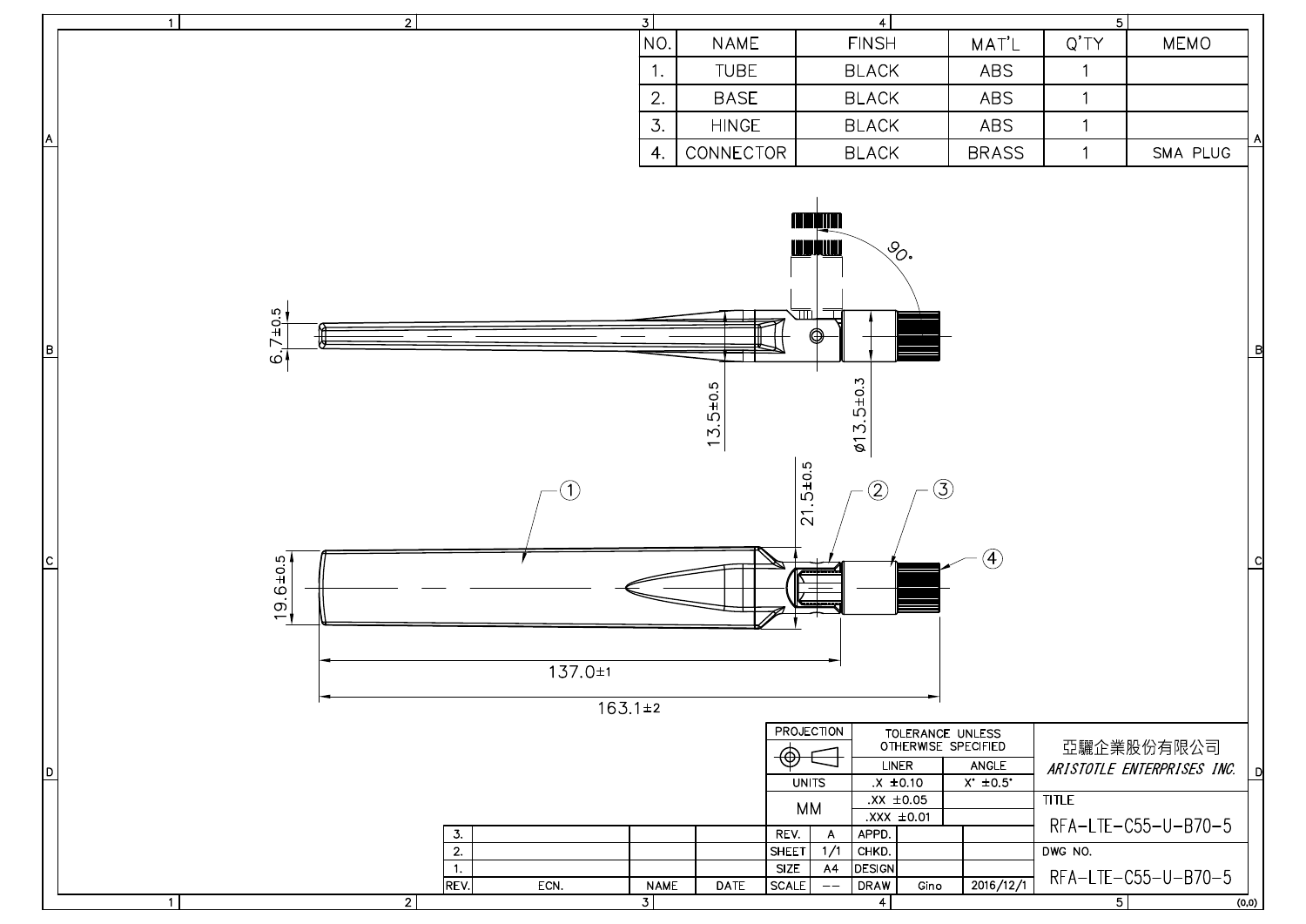| NO. | NAME | FINSH | MAT'L | Q'TY | MEMO |
|---|---|---|---|---|---|
| 1. | TUBE | BLACK | ABS | 1 | |
| 2. | BASE | BLACK | ABS | 1 | |
| 3. | HINGE | BLACK | ABS | 1 | |
| 4. | CONNECTOR | BLACK | BRASS | 1 | SMA PLUG |

90°

6.7±0.5

13.5±0.5

ø13.5±0.3

21.5±0.5

19.6±0.5

137.0±1

163.1±2

① ② ③ ④

| PROJECTION | TOLERANCE UNLESS OTHERWISE SPECIFIED | |
|---|---|---|
| | LINER | ANGLE |
| UNITS | .X ±0.10 | X° ±0.5° |
| MM | .XX ±0.05 | |
| | .XXX ±0.01 | |

亞驪企業股份有限公司

*ARISTOTLE ENTERPRISES INC.*

TITLE: RFA-LTE-C55-U-B70-5

DWG NO.: RFA-LTE-C55-U-B70-5

| REV. | ECN. | NAME | DATE | | | | |
|---|---|---|---|---|---|---|---|
| 3. | | | | REV. | A | APPD. | |
| 2. | | | | SHEET | 1/1 | CHKD. | |
| 1. | | | | SIZE | A4 | DESIGN | |
| | | | | SCALE | -- | DRAW | Gino 2016/12/1 |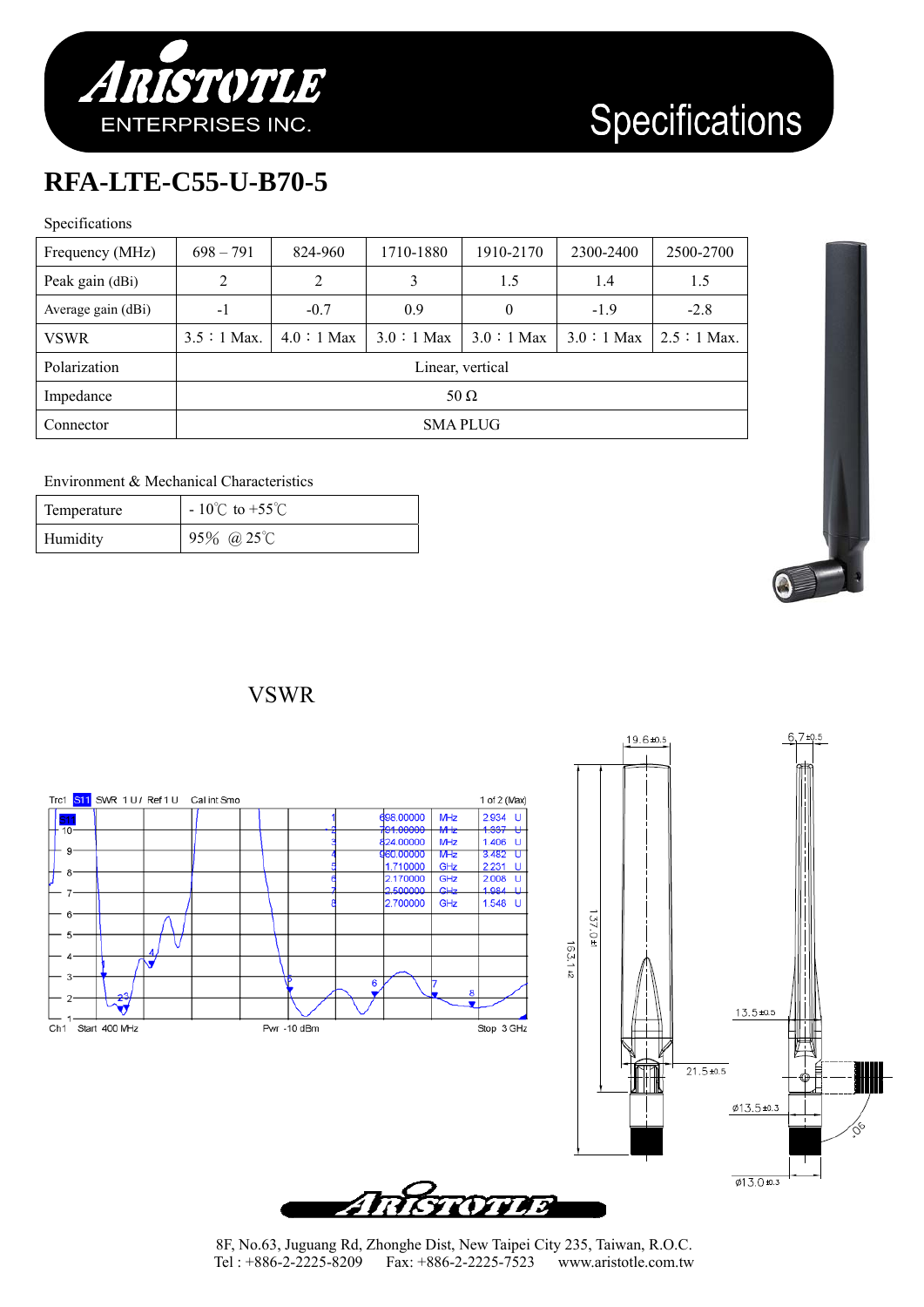# RFA-LTE-C55-U-B70-5

Specifications

| Frequency (MHz) | 698 – 791 | 824-960 | 1710-1880 | 1910-2170 | 2300-2400 | 2500-2700 |
|---|---|---|---|---|---|---|
| Peak gain (dBi) | 2 | 2 | 3 | 1.5 | 1.4 | 1.5 |
| Average gain (dBi) | -1 | -0.7 | 0.9 | 0 | -1.9 | -2.8 |
| VSWR | 3.5：1 Max. | 4.0：1 Max | 3.0：1 Max | 3.0：1 Max | 3.0：1 Max | 2.5：1 Max. |
| Polarization | Linear, vertical | | | | | |
| Impedance | 50 Ω | | | | | |
| Connector | SMA PLUG | | | | | |

Environment & Mechanical Characteristics

| Temperature | - 10℃ to +55℃ |
|---|---|
| Humidity | 95% @ 25℃ |

## VSWR

8F, No.63, Juguang Rd, Zhonghe Dist, New Taipei City 235, Taiwan, R.O.C.
Tel : +886-2-2225-8209 Fax: +886-2-2225-7523 www.aristotle.com.tw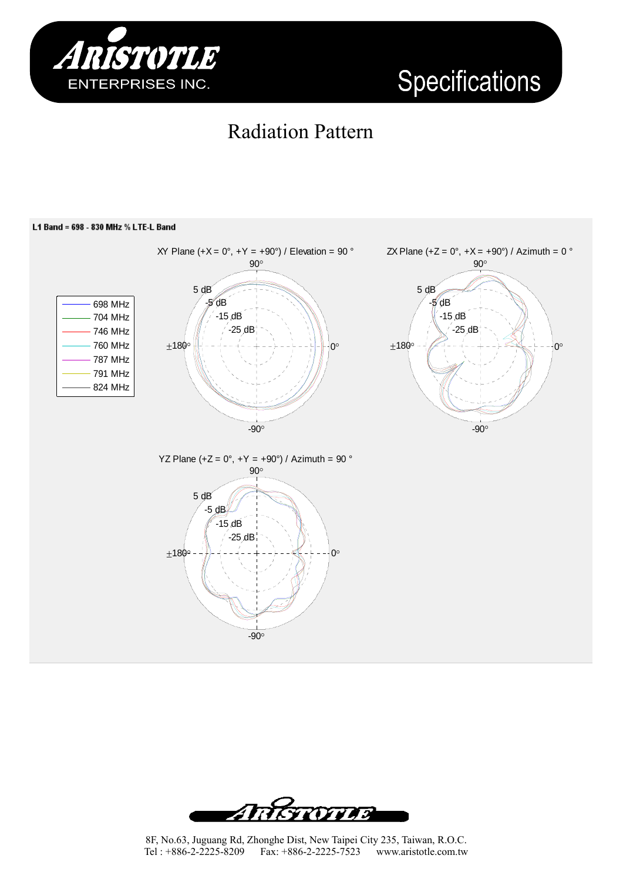# Radiation Pattern

**L1 Band = 698 - 830 MHz % LTE-L Band**

XY Plane (+X = 0°, +Y = +90°) / Elevation = 90 °

ZX Plane (+Z = 0°, +X = +90°) / Azimuth = 0 °

YZ Plane (+Z = 0°, +Y = +90°) / Azimuth = 90 °

- 698 MHz
- 704 MHz
- 746 MHz
- 760 MHz
- 787 MHz
- 791 MHz
- 824 MHz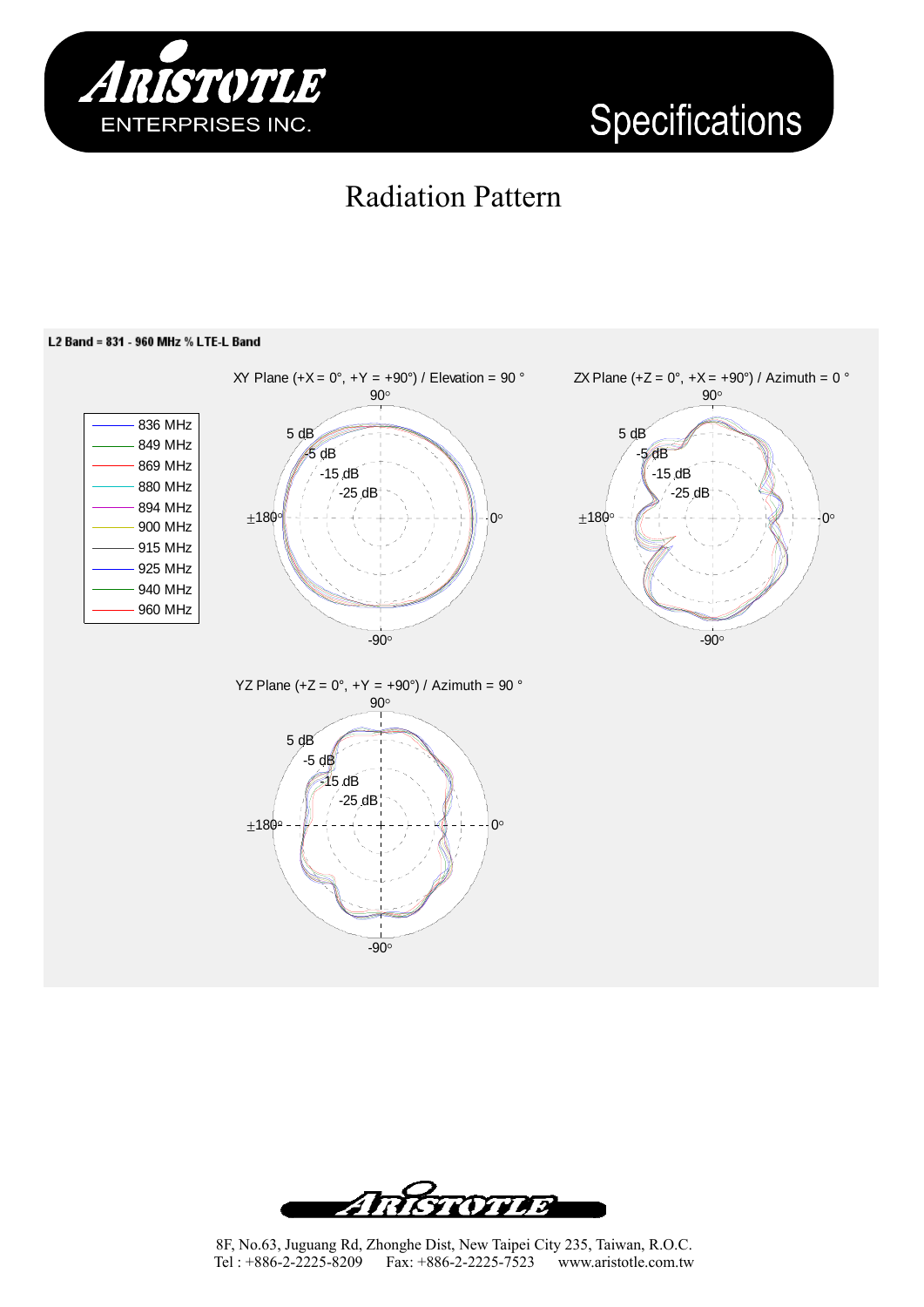# Radiation Pattern

**L2 Band = 831 - 960 MHz % LTE-L Band**

XY Plane (+X = 0°, +Y = +90°) / Elevation = 90 °

ZX Plane (+Z = 0°, +X = +90°) / Azimuth = 0 °

YZ Plane (+Z = 0°, +Y = +90°) / Azimuth = 90 °

- 836 MHz
- 849 MHz
- 869 MHz
- 880 MHz
- 894 MHz
- 900 MHz
- 915 MHz
- 925 MHz
- 940 MHz
- 960 MHz

8F, No.63, Juguang Rd, Zhonghe Dist, New Taipei City 235, Taiwan, R.O.C.
Tel : +886-2-2225-8209 Fax: +886-2-2225-7523 www.aristotle.com.tw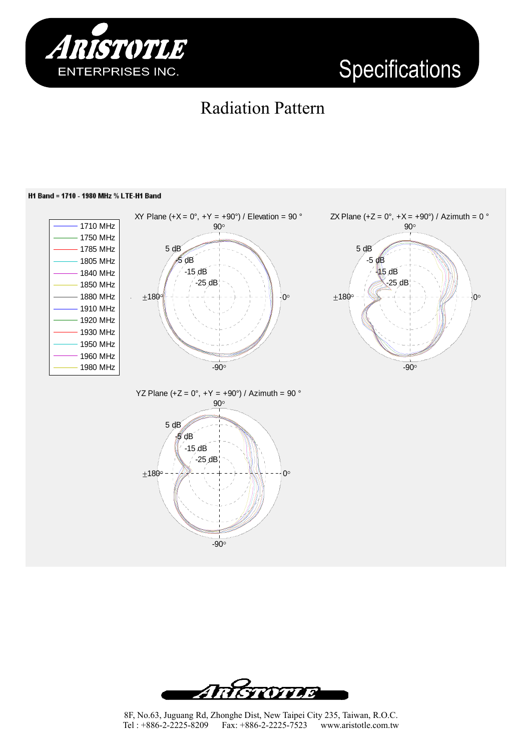# Radiation Pattern

**H1 Band = 1710 - 1980 MHz % LTE-H1 Band**

XY Plane (+X = 0°, +Y = +90°) / Elevation = 90 °

ZX Plane (+Z = 0°, +X = +90°) / Azimuth = 0 °

YZ Plane (+Z = 0°, +Y = +90°) / Azimuth = 90 °

- 1710 MHz
- 1750 MHz
- 1785 MHz
- 1805 MHz
- 1840 MHz
- 1850 MHz
- 1880 MHz
- 1910 MHz
- 1920 MHz
- 1930 MHz
- 1950 MHz
- 1960 MHz
- 1980 MHz

8F, No.63, Juguang Rd, Zhonghe Dist, New Taipei City 235, Taiwan, R.O.C.
Tel : +886-2-2225-8209 Fax: +886-2-2225-7523 www.aristotle.com.tw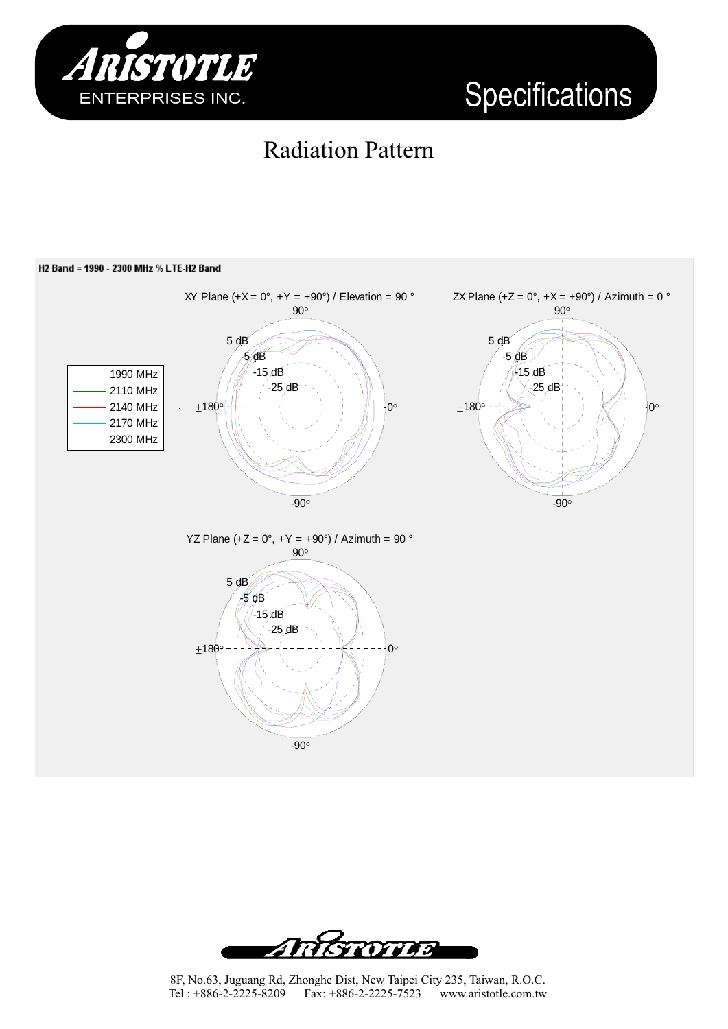# Radiation Pattern

**H2 Band = 1990 - 2300 MHz % LTE-H2 Band**

XY Plane (+X = 0°, +Y = +90°) / Elevation = 90 °

ZX Plane (+Z = 0°, +X = +90°) / Azimuth = 0 °

YZ Plane (+Z = 0°, +Y = +90°) / Azimuth = 90 °

| Legend |
| --- |
| 1990 MHz |
| 2110 MHz |
| 2140 MHz |
| 2170 MHz |
| 2300 MHz |

8F, No.63, Juguang Rd, Zhonghe Dist, New Taipei City 235, Taiwan, R.O.C.
Tel : +886-2-2225-8209 Fax: +886-2-2225-7523 www.aristotle.com.tw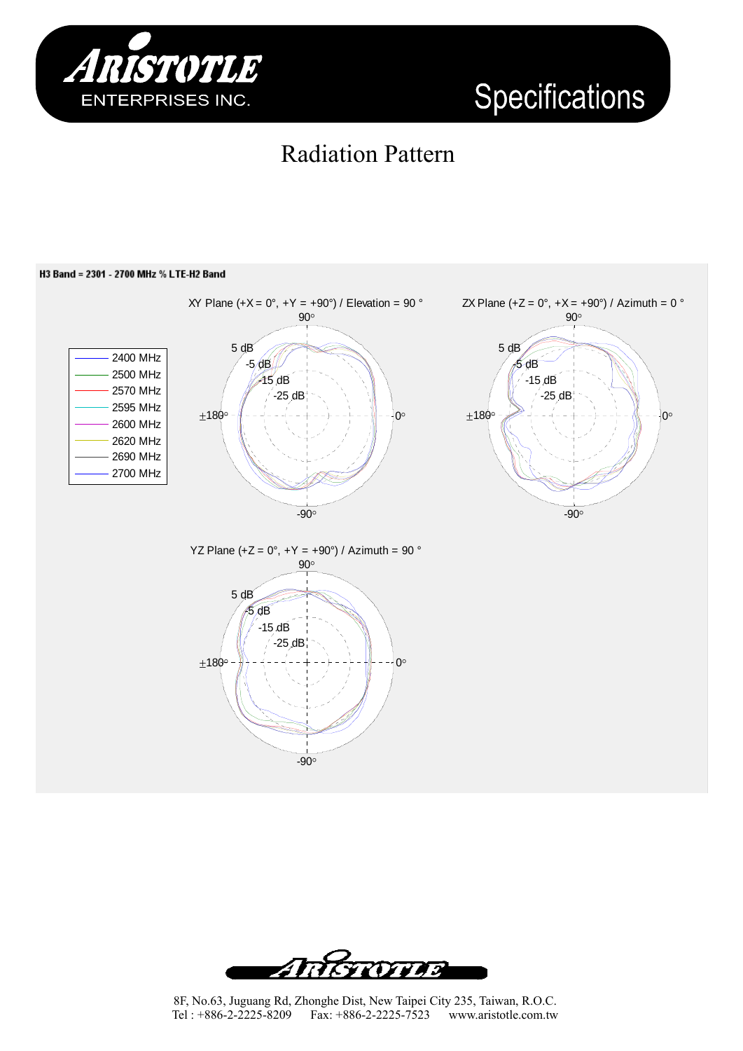# Radiation Pattern

H3 Band = 2301 - 2700 MHz % LTE-H2 Band

2400 MHz
2500 MHz
2570 MHz
2595 MHz
2600 MHz
2620 MHz
2690 MHz
2700 MHz

XY Plane (+X = 0°, +Y = +90°) / Elevation = 90 °

90°
5 dB
-5 dB
-15 dB
-25 dB
±180°
0°
-90°

ZX Plane (+Z = 0°, +X = +90°) / Azimuth = 0 °

90°
5 dB
-5 dB
-15 dB
-25 dB
±180°
0°
-90°

YZ Plane (+Z = 0°, +Y = +90°) / Azimuth = 90 °

90°
5 dB
-5 dB
-15 dB
-25 dB
±180°
0°
-90°

8F, No.63, Juguang Rd, Zhonghe Dist, New Taipei City 235, Taiwan, R.O.C.
Tel : +886-2-2225-8209 Fax: +886-2-2225-7523 www.aristotle.com.tw